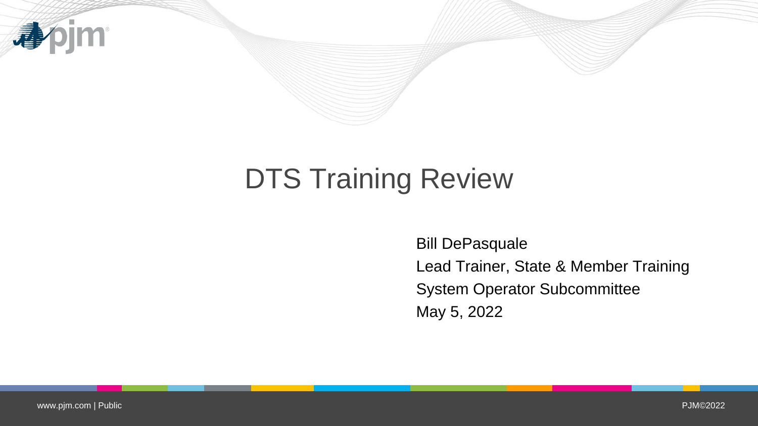# DTS Training Review

Bill DePasquale

Lead Trainer, State & Member Training

System Operator Subcommittee

May 5, 2022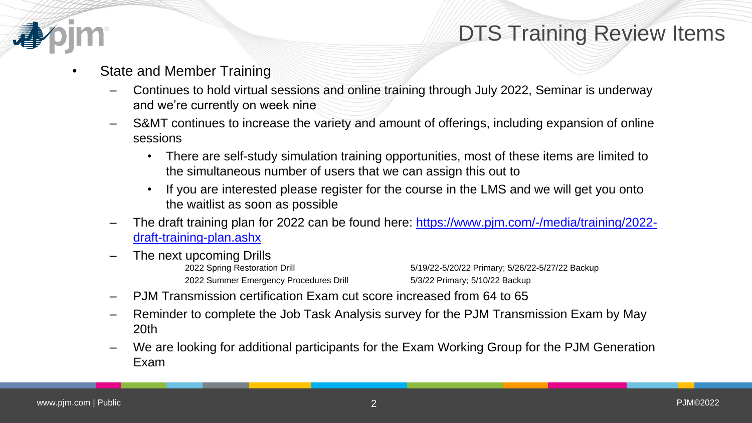# DTS Training Review Items

- State and Member Training
  - Continues to hold virtual sessions and online training through July 2022, Seminar is underway and we're currently on week nine
  - S&MT continues to increase the variety and amount of offerings, including expansion of online sessions
    - There are self-study simulation training opportunities, most of these items are limited to the simultaneous number of users that we can assign this out to
    - If you are interested please register for the course in the LMS and we will get you onto the waitlist as soon as possible
  - The draft training plan for 2022 can be found here: [https://www.pjm.com/-/media/training/2022-draft-training-plan.ashx](https://www.pjm.com/-/media/training/2022-draft-training-plan.ashx)
  - The next upcoming Drills

| Drill | Dates |
|---|---|
| 2022 Spring Restoration Drill | 5/19/22-5/20/22 Primary; 5/26/22-5/27/22 Backup |
| 2022 Summer Emergency Procedures Drill | 5/3/22 Primary; 5/10/22 Backup |

  - PJM Transmission certification Exam cut score increased from 64 to 65
  - Reminder to complete the Job Task Analysis survey for the PJM Transmission Exam by May 20th
  - We are looking for additional participants for the Exam Working Group for the PJM Generation Exam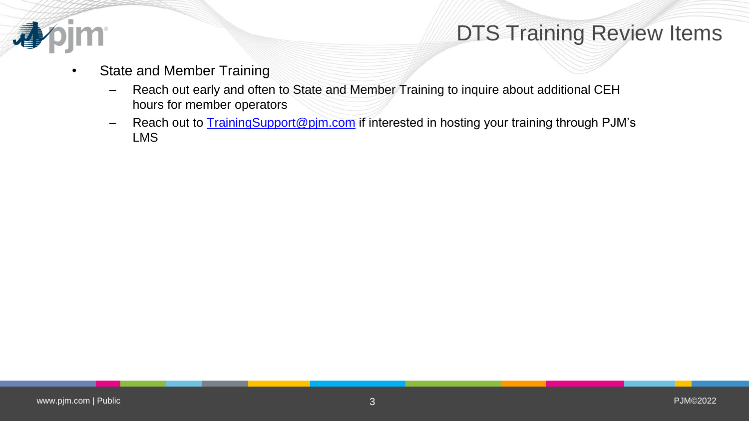# DTS Training Review Items

- State and Member Training
  - Reach out early and often to State and Member Training to inquire about additional CEH hours for member operators
  - Reach out to TrainingSupport@pjm.com if interested in hosting your training through PJM's LMS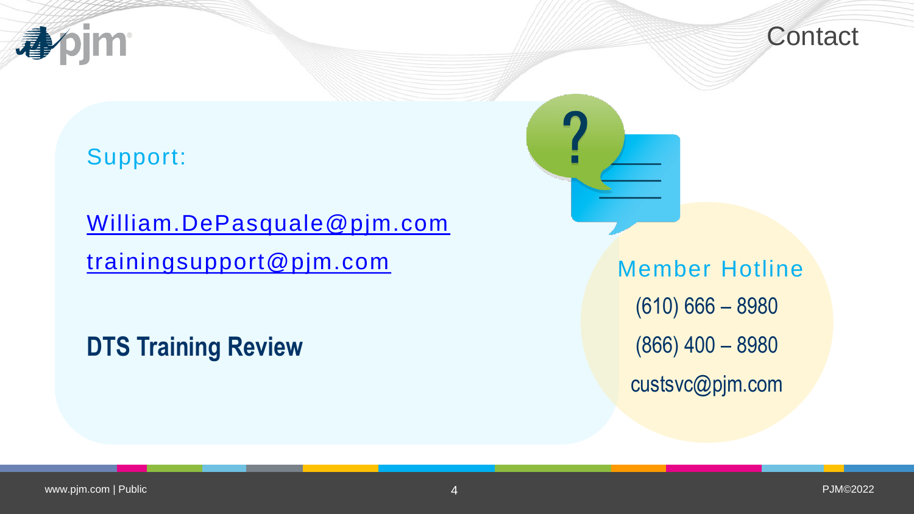# Contact

Support:

William.DePasquale@pjm.com

trainingsupport@pjm.com

**DTS Training Review**

Member Hotline

(610) 666 – 8980

(866) 400 – 8980

custsvc@pjm.com